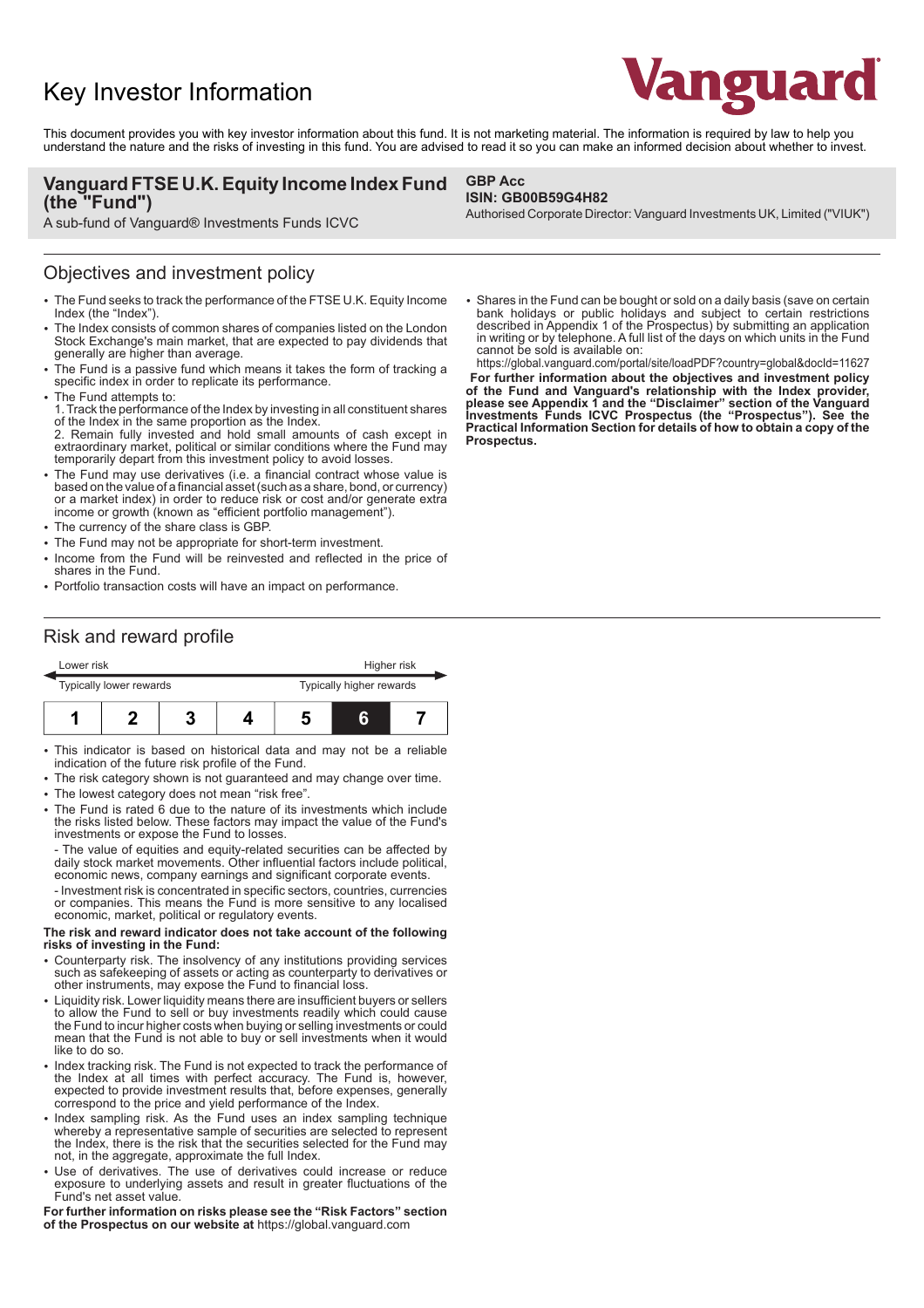# Key Investor Information

Vanguard

This document provides you with key investor information about this fund. It is not marketing material. The information is required by law to help you understand the nature and the risks of investing in this fund. You are advised to read it so you can make an informed decision about whether to invest.

## Vanguard FTSE U.K. Equity Income Index Fund (the "Fund")

A sub-fund of Vanguard® Investments Funds ICVC

**GBP Acc**
**ISIN: GB00B59G4H82**
Authorised Corporate Director: Vanguard Investments UK, Limited ("VIUK")

## Objectives and investment policy

- The Fund seeks to track the performance of the FTSE U.K. Equity Income Index (the "Index").
- The Index consists of common shares of companies listed on the London Stock Exchange's main market, that are expected to pay dividends that generally are higher than average.
- The Fund is a passive fund which means it takes the form of tracking a specific index in order to replicate its performance.
- The Fund attempts to:
  1. Track the performance of the Index by investing in all constituent shares of the Index in the same proportion as the Index.
  2. Remain fully invested and hold small amounts of cash except in extraordinary market, political or similar conditions where the Fund may temporarily depart from this investment policy to avoid losses.
- The Fund may use derivatives (i.e. a financial contract whose value is based on the value of a financial asset (such as a share, bond, or currency) or a market index) in order to reduce risk or cost and/or generate extra income or growth (known as "efficient portfolio management").
- The currency of the share class is GBP.
- The Fund may not be appropriate for short-term investment.
- Income from the Fund will be reinvested and reflected in the price of shares in the Fund.
- Portfolio transaction costs will have an impact on performance.
- Shares in the Fund can be bought or sold on a daily basis (save on certain bank holidays or public holidays and subject to certain restrictions described in Appendix 1 of the Prospectus) by submitting an application in writing or by telephone. A full list of the days on which units in the Fund cannot be sold is available on:
  https://global.vanguard.com/portal/site/loadPDF?country=global&docId=11627

**For further information about the objectives and investment policy of the Fund and Vanguard's relationship with the Index provider, please see Appendix 1 and the "Disclaimer" section of the Vanguard Investments Funds ICVC Prospectus (the "Prospectus"). See the Practical Information Section for details of how to obtain a copy of the Prospectus.**

## Risk and reward profile

| Lower risk | | | | | | Higher risk |
|---|---|---|---|---|---|---|
| Typically lower rewards | | | | | | Typically higher rewards |
| 1 | 2 | 3 | 4 | 5 | **6** | 7 |

- This indicator is based on historical data and may not be a reliable indication of the future risk profile of the Fund.
- The risk category shown is not guaranteed and may change over time.
- The lowest category does not mean "risk free".
- The Fund is rated 6 due to the nature of its investments which include the risks listed below. These factors may impact the value of the Fund's investments or expose the Fund to losses.
  - The value of equities and equity-related securities can be affected by daily stock market movements. Other influential factors include political, economic news, company earnings and significant corporate events.
  - Investment risk is concentrated in specific sectors, countries, currencies or companies. This means the Fund is more sensitive to any localised economic, market, political or regulatory events.

**The risk and reward indicator does not take account of the following risks of investing in the Fund:**

- Counterparty risk. The insolvency of any institutions providing services such as safekeeping of assets or acting as counterparty to derivatives or other instruments, may expose the Fund to financial loss.
- Liquidity risk. Lower liquidity means there are insufficient buyers or sellers to allow the Fund to sell or buy investments readily which could cause the Fund to incur higher costs when buying or selling investments or could mean that the Fund is not able to buy or sell investments when it would like to do so.
- Index tracking risk. The Fund is not expected to track the performance of the Index at all times with perfect accuracy. The Fund is, however, expected to provide investment results that, before expenses, generally correspond to the price and yield performance of the Index.
- Index sampling risk. As the Fund uses an index sampling technique whereby a representative sample of securities are selected to represent the Index, there is the risk that the securities selected for the Fund may not, in the aggregate, approximate the full Index.
- Use of derivatives. The use of derivatives could increase or reduce exposure to underlying assets and result in greater fluctuations of the Fund's net asset value.

**For further information on risks please see the "Risk Factors" section of the Prospectus on our website at** https://global.vanguard.com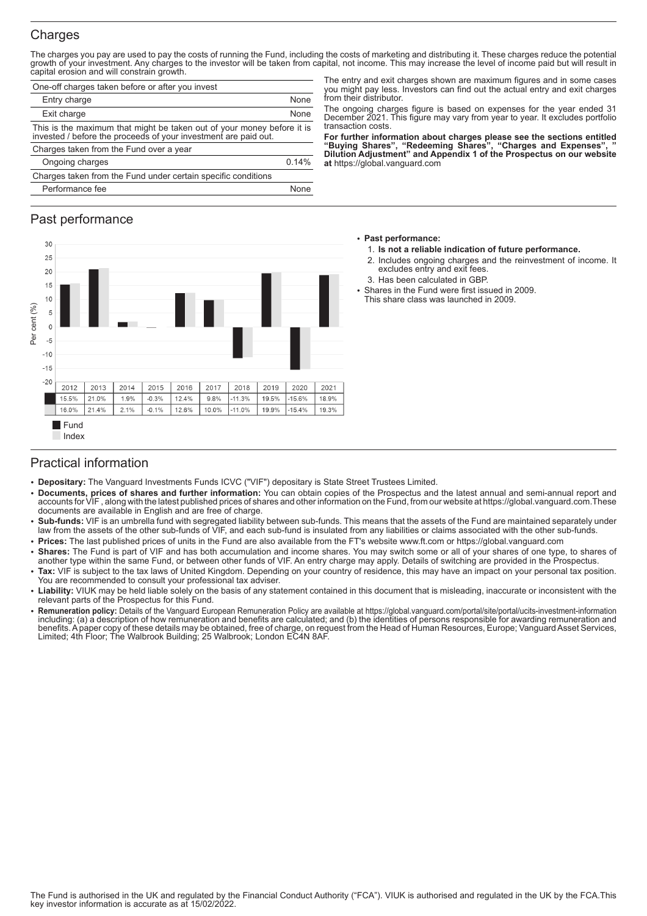## Charges

The charges you pay are used to pay the costs of running the Fund, including the costs of marketing and distributing it. These charges reduce the potential growth of your investment. Any charges to the investor will be taken from capital, not income. This may increase the level of income paid but will result in capital erosion and will constrain growth.

| | |
|---|---|
| One-off charges taken before or after you invest | |
| Entry charge | None |
| Exit charge | None |
| This is the maximum that might be taken out of your money before it is invested / before the proceeds of your investment are paid out. | |
| Charges taken from the Fund over a year | |
| Ongoing charges | 0.14% |
| Charges taken from the Fund under certain specific conditions | |
| Performance fee | None |

The entry and exit charges shown are maximum figures and in some cases you might pay less. Investors can find out the actual entry and exit charges from their distributor.

The ongoing charges figure is based on expenses for the year ended 31 December 2021. This figure may vary from year to year. It excludes portfolio transaction costs.

**For further information about charges please see the sections entitled "Buying Shares", "Redeeming Shares", "Charges and Expenses", " Dilution Adjustment" and Appendix 1 of the Prospectus on our website at** https://global.vanguard.com

## Past performance

Per cent (%)

30
25
20
15
10
5
0
-5
-10
-15
-20

2012 2013 2014 2015 2016 2017 2018 2019 2020 2021

Fund: 15.5% 21.0% 1.9% -0.3% 12.4% 9.8% -11.3% 19.5% -15.6% 18.9%

Index: 16.0% 21.4% 2.1% -0.1% 12.6% 10.0% -11.0% 19.9% -15.4% 19.3%

Fund
Index

- **Past performance:**
  1. **Is not a reliable indication of future performance.**
  2. Includes ongoing charges and the reinvestment of income. It excludes entry and exit fees.
  3. Has been calculated in GBP.
- Shares in the Fund were first issued in 2009. This share class was launched in 2009.

## Practical information

- **Depositary:** The Vanguard Investments Funds ICVC ("VIF") depositary is State Street Trustees Limited.
- **Documents, prices of shares and further information:** You can obtain copies of the Prospectus and the latest annual and semi-annual report and accounts for VIF , along with the latest published prices of shares and other information on the Fund, from our website at https://global.vanguard.com.These documents are available in English and are free of charge.
- **Sub-funds:** VIF is an umbrella fund with segregated liability between sub-funds. This means that the assets of the Fund are maintained separately under law from the assets of the other sub-funds of VIF, and each sub-fund is insulated from any liabilities or claims associated with the other sub-funds.
- **Prices:** The last published prices of units in the Fund are also available from the FT's website www.ft.com or https://global.vanguard.com
- **Shares:** The Fund is part of VIF and has both accumulation and income shares. You may switch some or all of your shares of one type, to shares of another type within the same Fund, or between other funds of VIF. An entry charge may apply. Details of switching are provided in the Prospectus.
- **Tax:** VIF is subject to the tax laws of United Kingdom. Depending on your country of residence, this may have an impact on your personal tax position. You are recommended to consult your professional tax adviser.
- **Liability:** VIUK may be held liable solely on the basis of any statement contained in this document that is misleading, inaccurate or inconsistent with the relevant parts of the Prospectus for this Fund.
- **Remuneration policy:** Details of the Vanguard European Remuneration Policy are available at https://global.vanguard.com/portal/site/portal/ucits-investment-information including: (a) a description of how remuneration and benefits are calculated; and (b) the identities of persons responsible for awarding remuneration and benefits. A paper copy of these details may be obtained, free of charge, on request from the Head of Human Resources, Europe; Vanguard Asset Services, Limited; 4th Floor; The Walbrook Building; 25 Walbrook; London EC4N 8AF.

The Fund is authorised in the UK and regulated by the Financial Conduct Authority ("FCA"). VIUK is authorised and regulated in the UK by the FCA.This key investor information is accurate as at 15/02/2022.